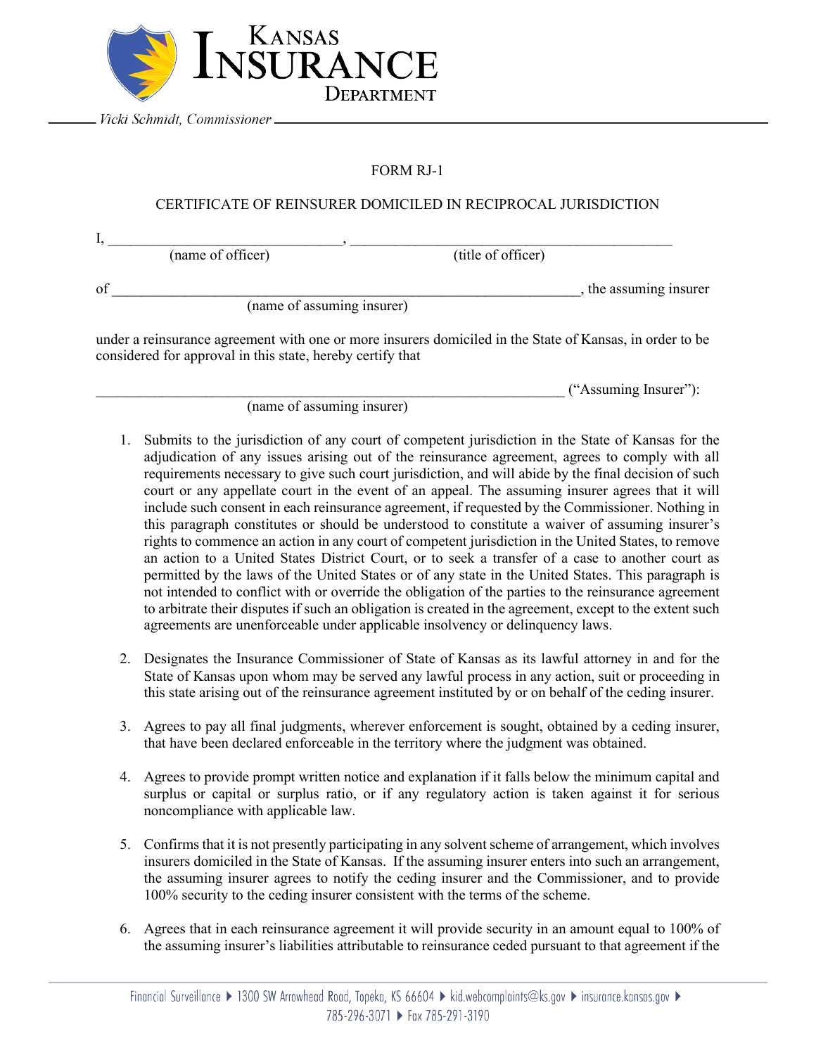Kansas Insurance Department

*Vicki Schmidt, Commissioner*

FORM RJ-1

CERTIFICATE OF REINSURER DOMICILED IN RECIPROCAL JURISDICTION

I, ______________________________, ___________________________________________
(name of officer) (title of officer)

of _______________________________________________________________, the assuming insurer
(name of assuming insurer)

under a reinsurance agreement with one or more insurers domiciled in the State of Kansas, in order to be considered for approval in this state, hereby certify that

_______________________________________________________________ ("Assuming Insurer"):
(name of assuming insurer)

1. Submits to the jurisdiction of any court of competent jurisdiction in the State of Kansas for the adjudication of any issues arising out of the reinsurance agreement, agrees to comply with all requirements necessary to give such court jurisdiction, and will abide by the final decision of such court or any appellate court in the event of an appeal. The assuming insurer agrees that it will include such consent in each reinsurance agreement, if requested by the Commissioner. Nothing in this paragraph constitutes or should be understood to constitute a waiver of assuming insurer's rights to commence an action in any court of competent jurisdiction in the United States, to remove an action to a United States District Court, or to seek a transfer of a case to another court as permitted by the laws of the United States or of any state in the United States. This paragraph is not intended to conflict with or override the obligation of the parties to the reinsurance agreement to arbitrate their disputes if such an obligation is created in the agreement, except to the extent such agreements are unenforceable under applicable insolvency or delinquency laws.

2. Designates the Insurance Commissioner of State of Kansas as its lawful attorney in and for the State of Kansas upon whom may be served any lawful process in any action, suit or proceeding in this state arising out of the reinsurance agreement instituted by or on behalf of the ceding insurer.

3. Agrees to pay all final judgments, wherever enforcement is sought, obtained by a ceding insurer, that have been declared enforceable in the territory where the judgment was obtained.

4. Agrees to provide prompt written notice and explanation if it falls below the minimum capital and surplus or capital or surplus ratio, or if any regulatory action is taken against it for serious noncompliance with applicable law.

5. Confirms that it is not presently participating in any solvent scheme of arrangement, which involves insurers domiciled in the State of Kansas. If the assuming insurer enters into such an arrangement, the assuming insurer agrees to notify the ceding insurer and the Commissioner, and to provide 100% security to the ceding insurer consistent with the terms of the scheme.

6. Agrees that in each reinsurance agreement it will provide security in an amount equal to 100% of the assuming insurer's liabilities attributable to reinsurance ceded pursuant to that agreement if the

Financial Surveillance ▸ 1300 SW Arrowhead Road, Topeka, KS 66604 ▸ kid.webcomplaints@ks.gov ▸ insurance.kansas.gov ▸ 785-296-3071 ▸ Fax 785-291-3190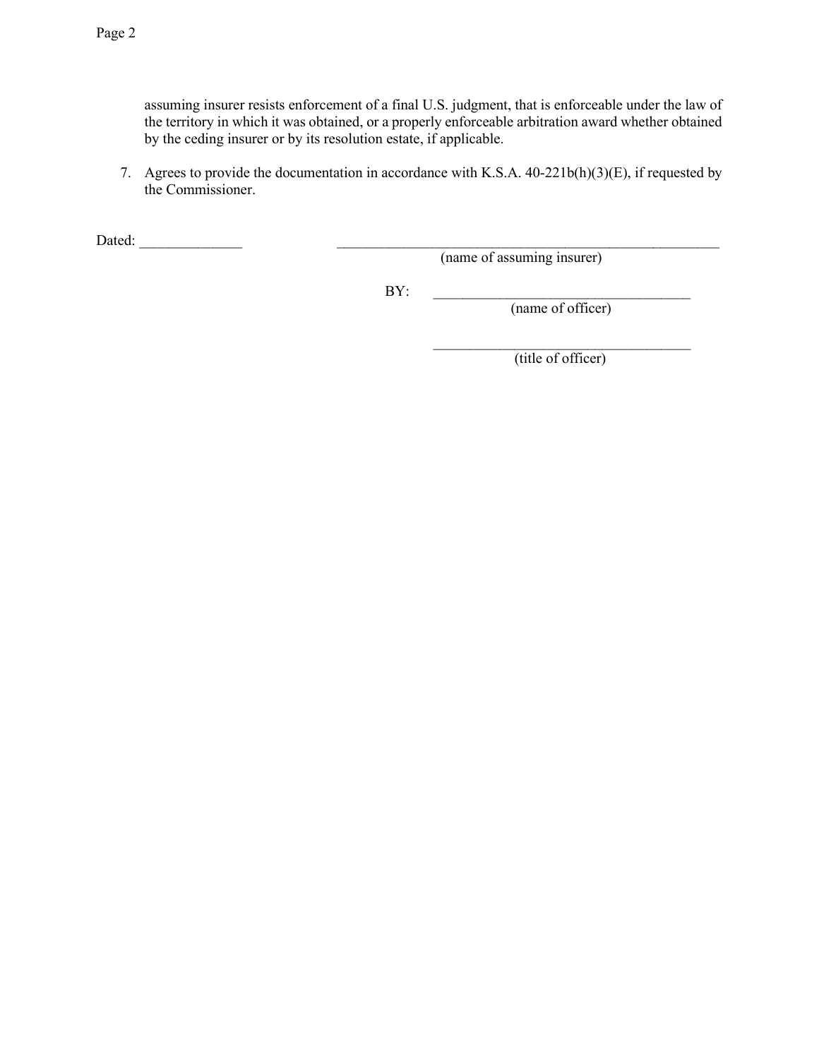assuming insurer resists enforcement of a final U.S. judgment, that is enforceable under the law of the territory in which it was obtained, or a properly enforceable arbitration award whether obtained by the ceding insurer or by its resolution estate, if applicable.

7. Agrees to provide the documentation in accordance with K.S.A. 40-221b(h)(3)(E), if requested by the Commissioner.

Dated: ______________ ________________________________________________________

(name of assuming insurer)

BY: ______________________________________

(name of officer)

______________________________________

(title of officer)